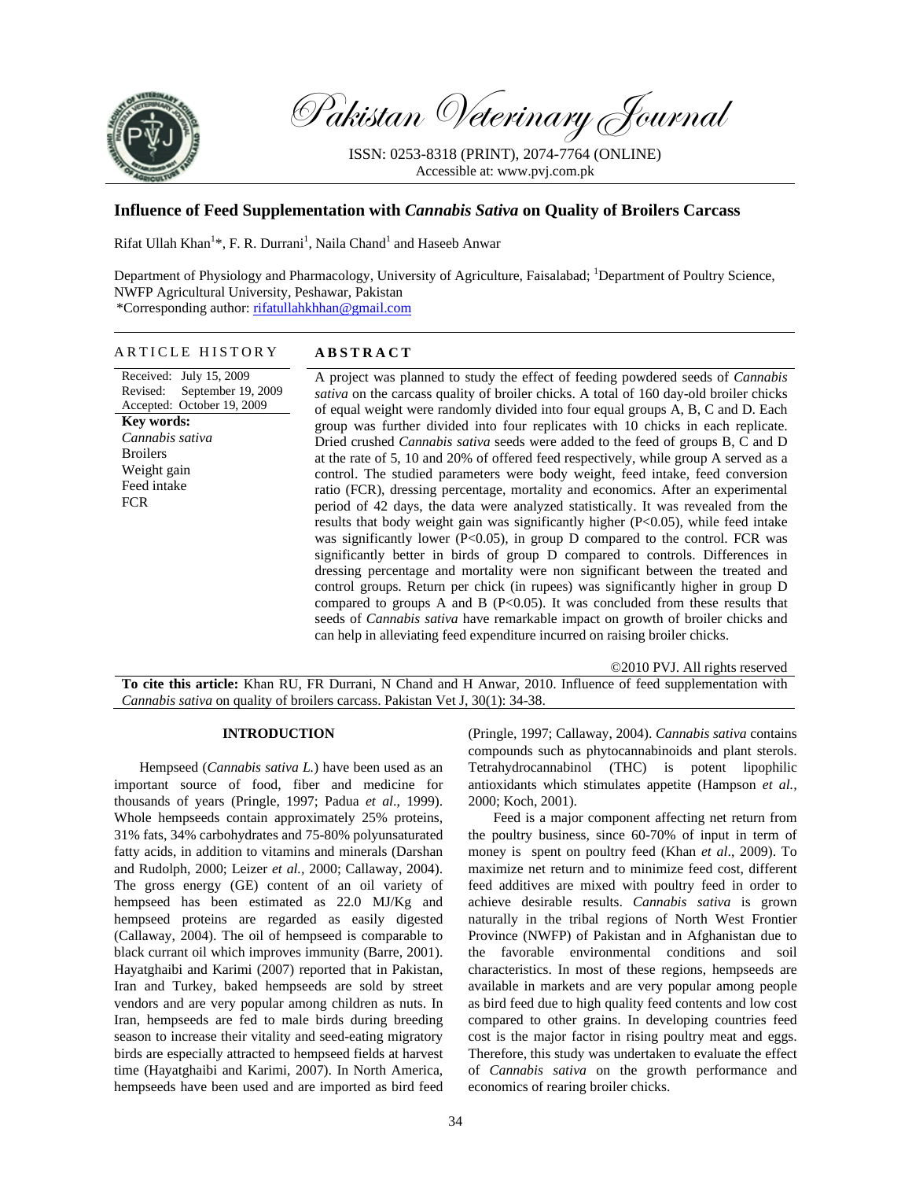# Pakistan Veterinary Journal

ISSN: 0253-8318 (PRINT), 2074-7764 (ONLINE)
Accessible at: www.pvj.com.pk

## Influence of Feed Supplementation with *Cannabis Sativa* on Quality of Broilers Carcass

Rifat Ullah Khan[1]*, F. R. Durrani[1], Naila Chand[1] and Haseeb Anwar

Department of Physiology and Pharmacology, University of Agriculture, Faisalabad; [1]Department of Poultry Science, NWFP Agricultural University, Peshawar, Pakistan
*Corresponding author: rifatullahkhhan@gmail.com

**ARTICLE HISTORY**

Received: July 15, 2009
Revised: September 19, 2009
Accepted: October 19, 2009

**Key words:**
*Cannabis sativa*
Broilers
Weight gain
Feed intake
FCR

**ABSTRACT**

A project was planned to study the effect of feeding powdered seeds of *Cannabis sativa* on the carcass quality of broiler chicks. A total of 160 day-old broiler chicks of equal weight were randomly divided into four equal groups A, B, C and D. Each group was further divided into four replicates with 10 chicks in each replicate. Dried crushed *Cannabis sativa* seeds were added to the feed of groups B, C and D at the rate of 5, 10 and 20% of offered feed respectively, while group A served as a control. The studied parameters were body weight, feed intake, feed conversion ratio (FCR), dressing percentage, mortality and economics. After an experimental period of 42 days, the data were analyzed statistically. It was revealed from the results that body weight gain was significantly higher ($P<0.05$), while feed intake was significantly lower ($P<0.05$), in group D compared to the control. FCR was significantly better in birds of group D compared to controls. Differences in dressing percentage and mortality were non significant between the treated and control groups. Return per chick (in rupees) was significantly higher in group D compared to groups A and B ($P<0.05$). It was concluded from these results that seeds of *Cannabis sativa* have remarkable impact on growth of broiler chicks and can help in alleviating feed expenditure incurred on raising broiler chicks.

©2010 PVJ. All rights reserved

**To cite this article:** Khan RU, FR Durrani, N Chand and H Anwar, 2010. Influence of feed supplementation with *Cannabis sativa* on quality of broilers carcass. Pakistan Vet J, 30(1): 34-38.

## INTRODUCTION

Hempseed (*Cannabis sativa L.*) have been used as an important source of food, fiber and medicine for thousands of years (Pringle, 1997; Padua *et al.,* 1999). Whole hempseeds contain approximately 25% proteins, 31% fats, 34% carbohydrates and 75-80% polyunsaturated fatty acids, in addition to vitamins and minerals (Darshan and Rudolph, 2000; Leizer *et al.,* 2000; Callaway, 2004). The gross energy (GE) content of an oil variety of hempseed has been estimated as 22.0 MJ/Kg and hempseed proteins are regarded as easily digested (Callaway, 2004). The oil of hempseed is comparable to black currant oil which improves immunity (Barre, 2001). Hayatghaibi and Karimi (2007) reported that in Pakistan, Iran and Turkey, baked hempseeds are sold by street vendors and are very popular among children as nuts. In Iran, hempseeds are fed to male birds during breeding season to increase their vitality and seed-eating migratory birds are especially attracted to hempseed fields at harvest time (Hayatghaibi and Karimi, 2007). In North America, hempseeds have been used and are imported as bird feed (Pringle, 1997; Callaway, 2004). *Cannabis sativa* contains compounds such as phytocannabinoids and plant sterols. Tetrahydrocannabinol (THC) is potent lipophilic antioxidants which stimulates appetite (Hampson *et al.,* 2000; Koch, 2001).

Feed is a major component affecting net return from the poultry business, since 60-70% of input in term of money is spent on poultry feed (Khan *et al*., 2009). To maximize net return and to minimize feed cost, different feed additives are mixed with poultry feed in order to achieve desirable results. *Cannabis sativa* is grown naturally in the tribal regions of North West Frontier Province (NWFP) of Pakistan and in Afghanistan due to the favorable environmental conditions and soil characteristics. In most of these regions, hempseeds are available in markets and are very popular among people as bird feed due to high quality feed contents and low cost compared to other grains. In developing countries feed cost is the major factor in rising poultry meat and eggs. Therefore, this study was undertaken to evaluate the effect of *Cannabis sativa* on the growth performance and economics of rearing broiler chicks.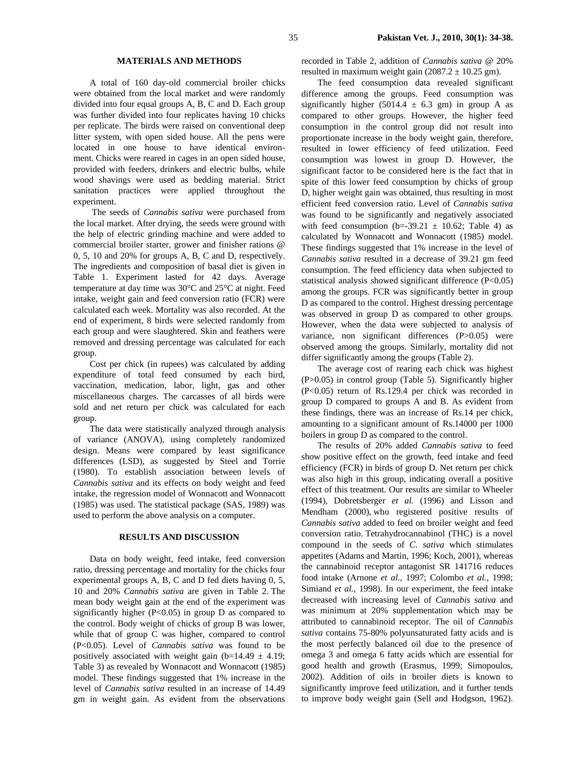## MATERIALS AND METHODS

A total of 160 day-old commercial broiler chicks were obtained from the local market and were randomly divided into four equal groups A, B, C and D. Each group was further divided into four replicates having 10 chicks per replicate. The birds were raised on conventional deep litter system, with open sided house. All the pens were located in one house to have identical environment. Chicks were reared in cages in an open sided house, provided with feeders, drinkers and electric bulbs, while wood shavings were used as bedding material. Strict sanitation practices were applied throughout the experiment.

The seeds of *Cannabis sativa* were purchased from the local market. After drying, the seeds were ground with the help of electric grinding machine and were added to commercial broiler starter, grower and finisher rations @ 0, 5, 10 and 20% for groups A, B, C and D, respectively. The ingredients and composition of basal diet is given in Table 1. Experiment lasted for 42 days. Average temperature at day time was 30°C and 25°C at night. Feed intake, weight gain and feed conversion ratio (FCR) were calculated each week. Mortality was also recorded. At the end of experiment, 8 birds were selected randomly from each group and were slaughtered. Skin and feathers were removed and dressing percentage was calculated for each group.

Cost per chick (in rupees) was calculated by adding expenditure of total feed consumed by each bird, vaccination, medication, labor, light, gas and other miscellaneous charges. The carcasses of all birds were sold and net return per chick was calculated for each group.

The data were statistically analyzed through analysis of variance (ANOVA), using completely randomized design. Means were compared by least significance differences (LSD), as suggested by Steel and Torrie (1980). To establish association between levels of *Cannabis sativa* and its effects on body weight and feed intake, the regression model of Wonnacott and Wonnacott (1985) was used. The statistical package (SAS, 1989) was used to perform the above analysis on a computer.

## RESULTS AND DISCUSSION

Data on body weight, feed intake, feed conversion ratio, dressing percentage and mortality for the chicks four experimental groups A, B, C and D fed diets having 0, 5, 10 and 20% *Cannabis sativa* are given in Table 2. The mean body weight gain at the end of the experiment was significantly higher ($P<0.05$) in group D as compared to the control. Body weight of chicks of group B was lower, while that of group C was higher, compared to control ($P<0.05$). Level of *Cannabis sativa* was found to be positively associated with weight gain ($b=14.49 \pm 4.19$; Table 3) as revealed by Wonnacott and Wonnacott (1985) model. These findings suggested that 1% increase in the level of *Cannabis sativa* resulted in an increase of 14.49 gm in weight gain. As evident from the observations recorded in Table 2, addition of *Cannabis sativa* @ 20% resulted in maximum weight gain ($2087.2 \pm 10.25$ gm).

The feed consumption data revealed significant difference among the groups. Feed consumption was significantly higher ($5014.4 \pm 6.3$ gm) in group A as compared to other groups. However, the higher feed consumption in the control group did not result into proportionate increase in the body weight gain, therefore, resulted in lower efficiency of feed utilization. Feed consumption was lowest in group D. However, the significant factor to be considered here is the fact that in spite of this lower feed consumption by chicks of group D, higher weight gain was obtained, thus resulting in most efficient feed conversion ratio. Level of *Cannabis sativa* was found to be significantly and negatively associated with feed consumption ($b=-39.21 \pm 10.62$; Table 4) as calculated by Wonnacott and Wonnacott (1985) model. These findings suggested that 1% increase in the level of *Cannabis sativa* resulted in a decrease of 39.21 gm feed consumption. The feed efficiency data when subjected to statistical analysis showed significant difference ($P<0.05$) among the groups. FCR was significantly better in group D as compared to the control. Highest dressing percentage was observed in group D as compared to other groups. However, when the data were subjected to analysis of variance, non significant differences ($P>0.05$) were observed among the groups. Similarly, mortality did not differ significantly among the groups (Table 2).

The average cost of rearing each chick was highest ($P>0.05$) in control group (Table 5). Significantly higher ($P<0.05$) return of Rs.129.4 per chick was recorded in group D compared to groups A and B. As evident from these findings, there was an increase of Rs.14 per chick, amounting to a significant amount of Rs.14000 per 1000 boilers in group D as compared to the control.

The results of 20% added *Cannabis sativa* to feed show positive effect on the growth, feed intake and feed efficiency (FCR) in birds of group D. Net return per chick was also high in this group, indicating overall a positive effect of this treatment. Our results are similar to Wheeler (1994), Dobretsberger *et al.* (1996) and Lisson and Mendham (2000), who registered positive results of *Cannabis sativa* added to feed on broiler weight and feed conversion ratio. Tetrahydrocannabinol (THC) is a novel compound in the seeds of *C. sativa* which stimulates appetites (Adams and Martin, 1996; Koch, 2001), whereas the cannabinoid receptor antagonist SR 141716 reduces food intake (Arnone *et al.,* 1997; Colombo *et al.,* 1998; Simiand *et al.,* 1998). In our experiment, the feed intake decreased with increasing level of *Cannabis sativa* and was minimum at 20% supplementation which may be attributed to cannabinoid receptor. The oil of *Cannabis sativa* contains 75-80% polyunsaturated fatty acids and is the most perfectly balanced oil due to the presence of omega 3 and omega 6 fatty acids which are essential for good health and growth (Erasmus, 1999; Simopoulos, 2002). Addition of oils in broiler diets is known to significantly improve feed utilization, and it further tends to improve body weight gain (Sell and Hodgson, 1962).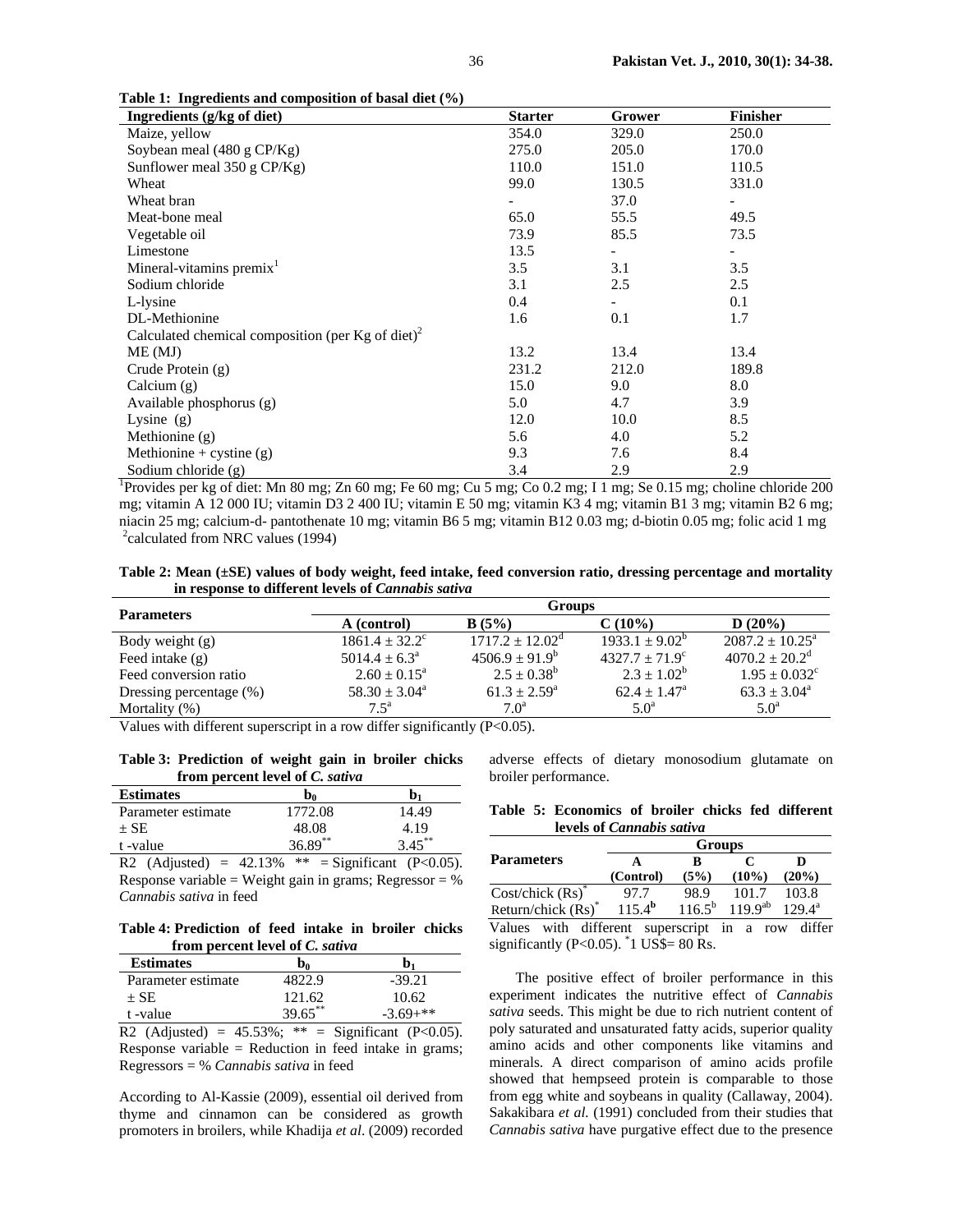**Table 1: Ingredients and composition of basal diet (%)**

| Ingredients (g/kg of diet) | Starter | Grower | Finisher |
|---|---|---|---|
| Maize, yellow | 354.0 | 329.0 | 250.0 |
| Soybean meal (480 g CP/Kg) | 275.0 | 205.0 | 170.0 |
| Sunflower meal 350 g CP/Kg) | 110.0 | 151.0 | 110.5 |
| Wheat | 99.0 | 130.5 | 331.0 |
| Wheat bran | - | 37.0 | - |
| Meat-bone meal | 65.0 | 55.5 | 49.5 |
| Vegetable oil | 73.9 | 85.5 | 73.5 |
| Limestone | 13.5 | - | - |
| Mineral-vitamins premix[1] | 3.5 | 3.1 | 3.5 |
| Sodium chloride | 3.1 | 2.5 | 2.5 |
| L-lysine | 0.4 | - | 0.1 |
| DL-Methionine | 1.6 | 0.1 | 1.7 |
| Calculated chemical composition (per Kg of diet)[2] | | | |
| ME (MJ) | 13.2 | 13.4 | 13.4 |
| Crude Protein (g) | 231.2 | 212.0 | 189.8 |
| Calcium (g) | 15.0 | 9.0 | 8.0 |
| Available phosphorus (g) | 5.0 | 4.7 | 3.9 |
| Lysine (g) | 12.0 | 10.0 | 8.5 |
| Methionine (g) | 5.6 | 4.0 | 5.2 |
| Methionine + cystine (g) | 9.3 | 7.6 | 8.4 |
| Sodium chloride (g) | 3.4 | 2.9 | 2.9 |

[1]Provides per kg of diet: Mn 80 mg; Zn 60 mg; Fe 60 mg; Cu 5 mg; Co 0.2 mg; I 1 mg; Se 0.15 mg; choline chloride 200 mg; vitamin A 12 000 IU; vitamin D3 2 400 IU; vitamin E 50 mg; vitamin K3 4 mg; vitamin B1 3 mg; vitamin B2 6 mg; niacin 25 mg; calcium-d- pantothenate 10 mg; vitamin B6 5 mg; vitamin B12 0.03 mg; d-biotin 0.05 mg; folic acid 1 mg
[2]calculated from NRC values (1994)

**Table 2: Mean (±SE) values of body weight, feed intake, feed conversion ratio, dressing percentage and mortality in response to different levels of *Cannabis sativa***

| Parameters | Groups | | | |
|---|---|---|---|---|
| | A (control) | B (5%) | C (10%) | D (20%) |
| Body weight (g) | $1861.4 \pm 32.2^c$ | $1717.2 \pm 12.02^d$ | $1933.1 \pm 9.02^b$ | $2087.2 \pm 10.25^a$ |
| Feed intake (g) | $5014.4 \pm 6.3^a$ | $4506.9 \pm 91.9^b$ | $4327.7 \pm 71.9^c$ | $4070.2 \pm 20.2^d$ |
| Feed conversion ratio | $2.60 \pm 0.15^a$ | $2.5 \pm 0.38^b$ | $2.3 \pm 1.02^b$ | $1.95 \pm 0.032^c$ |
| Dressing percentage (%) | $58.30 \pm 3.04^a$ | $61.3 \pm 2.59^a$ | $62.4 \pm 1.47^a$ | $63.3 \pm 3.04^a$ |
| Mortality (%) | $7.5^a$ | $7.0^a$ | $5.0^a$ | $5.0^a$ |

Values with different superscript in a row differ significantly (P<0.05).

**Table 3: Prediction of weight gain in broiler chicks from percent level of *C. sativa***

| Estimates | $b_0$ | $b_1$ |
|---|---|---|
| Parameter estimate | 1772.08 | 14.49 |
| ± SE | 48.08 | 4.19 |
| t -value | $36.89^{**}$ | $3.45^{**}$ |

R2 (Adjusted) = 42.13% ** = Significant (P<0.05). Response variable = Weight gain in grams; Regressor = % *Cannabis sativa* in feed

**Table 4: Prediction of feed intake in broiler chicks from percent level of *C. sativa***

| Estimates | $b_0$ | $b_1$ |
|---|---|---|
| Parameter estimate | 4822.9 | -39.21 |
| ± SE | 121.62 | 10.62 |
| t -value | $39.65^{**}$ | -3.69+** |

R2 (Adjusted) = 45.53%; ** = Significant (P<0.05). Response variable = Reduction in feed intake in grams; Regressors = % *Cannabis sativa* in feed

According to Al-Kassie (2009), essential oil derived from thyme and cinnamon can be considered as growth promoters in broilers, while Khadija *et al*. (2009) recorded adverse effects of dietary monosodium glutamate on broiler performance.

**Table 5: Economics of broiler chicks fed different levels of *Cannabis sativa***

| Parameters | Groups | | | |
|---|---|---|---|---|
| | A (Control) | B (5%) | C (10%) | D (20%) |
| Cost/chick (Rs)* | 97.7 | 98.9 | 101.7 | 103.8 |
| Return/chick (Rs)* | $115.4^b$ | $116.5^b$ | $119.9^{ab}$ | $129.4^a$ |

Values with different superscript in a row differ significantly (P<0.05). *1 US$= 80 Rs.

The positive effect of broiler performance in this experiment indicates the nutritive effect of *Cannabis sativa* seeds. This might be due to rich nutrient content of poly saturated and unsaturated fatty acids, superior quality amino acids and other components like vitamins and minerals. A direct comparison of amino acids profile showed that hempseed protein is comparable to those from egg white and soybeans in quality (Callaway, 2004). Sakakibara *et al.* (1991) concluded from their studies that *Cannabis sativa* have purgative effect due to the presence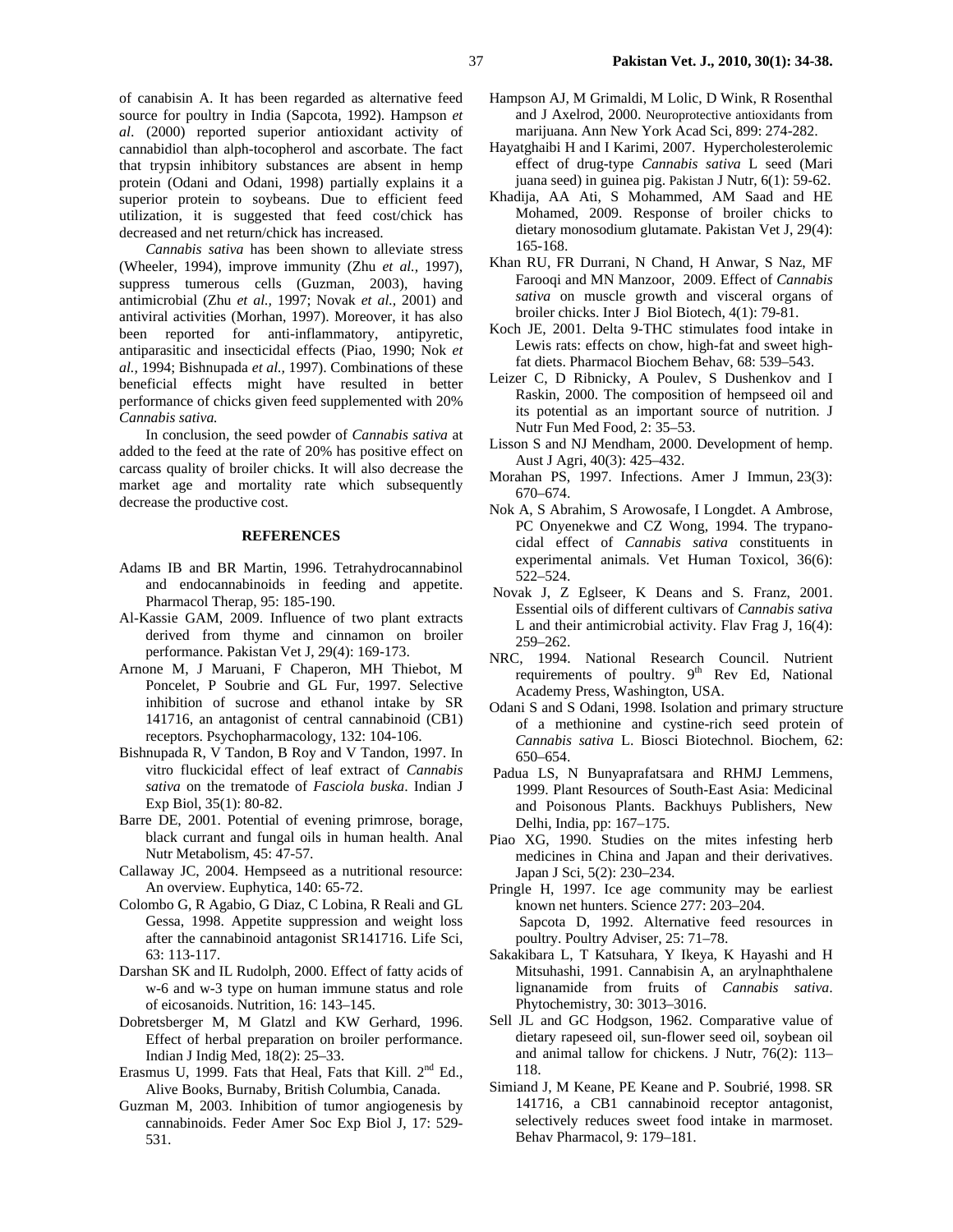of canabisin A. It has been regarded as alternative feed source for poultry in India (Sapcota, 1992). Hampson *et al*. (2000) reported superior antioxidant activity of cannabidiol than alph-tocopherol and ascorbate. The fact that trypsin inhibitory substances are absent in hemp protein (Odani and Odani, 1998) partially explains it a superior protein to soybeans. Due to efficient feed utilization, it is suggested that feed cost/chick has decreased and net return/chick has increased.

*Cannabis sativa* has been shown to alleviate stress (Wheeler, 1994), improve immunity (Zhu *et al.,* 1997), suppress tumerous cells (Guzman, 2003), having antimicrobial (Zhu *et al.,* 1997; Novak *et al.,* 2001) and antiviral activities (Morhan, 1997). Moreover, it has also been reported for anti-inflammatory, antipyretic, antiparasitic and insecticidal effects (Piao, 1990; Nok *et al.,* 1994; Bishnupada *et al.,* 1997). Combinations of these beneficial effects might have resulted in better performance of chicks given feed supplemented with 20% *Cannabis sativa.*

In conclusion, the seed powder of *Cannabis sativa* at added to the feed at the rate of 20% has positive effect on carcass quality of broiler chicks. It will also decrease the market age and mortality rate which subsequently decrease the productive cost.

## REFERENCES

Adams IB and BR Martin, 1996. Tetrahydrocannabinol and endocannabinoids in feeding and appetite. Pharmacol Therap, 95: 185-190.

Al-Kassie GAM, 2009. Influence of two plant extracts derived from thyme and cinnamon on broiler performance. Pakistan Vet J, 29(4): 169-173.

Arnone M, J Maruani, F Chaperon, MH Thiebot, M Poncelet, P Soubrie and GL Fur, 1997. Selective inhibition of sucrose and ethanol intake by SR 141716, an antagonist of central cannabinoid (CB1) receptors. Psychopharmacology, 132: 104-106.

Bishnupada R, V Tandon, B Roy and V Tandon, 1997. In vitro fluckicidal effect of leaf extract of *Cannabis sativa* on the trematode of *Fasciola buska*. Indian J Exp Biol, 35(1): 80-82.

Barre DE, 2001. Potential of evening primrose, borage, black currant and fungal oils in human health. Anal Nutr Metabolism, 45: 47-57.

Callaway JC, 2004. Hempseed as a nutritional resource: An overview. Euphytica, 140: 65-72.

Colombo G, R Agabio, G Diaz, C Lobina, R Reali and GL Gessa, 1998. Appetite suppression and weight loss after the cannabinoid antagonist SR141716. Life Sci, 63: 113-117.

Darshan SK and IL Rudolph, 2000. Effect of fatty acids of w-6 and w-3 type on human immune status and role of eicosanoids. Nutrition, 16: 143–145.

Dobretsberger M, M Glatzl and KW Gerhard, 1996. Effect of herbal preparation on broiler performance. Indian J Indig Med, 18(2): 25–33.

Erasmus U, 1999. Fats that Heal, Fats that Kill. 2nd Ed., Alive Books, Burnaby, British Columbia, Canada.

Guzman M, 2003. Inhibition of tumor angiogenesis by cannabinoids. Feder Amer Soc Exp Biol J, 17: 529-531.

Hampson AJ, M Grimaldi, M Lolic, D Wink, R Rosenthal and J Axelrod, 2000. Neuroprotective antioxidants from marijuana. Ann New York Acad Sci, 899: 274-282.

Hayatghaibi H and I Karimi, 2007. Hypercholesterolemic effect of drug-type *Cannabis sativa* L seed (Mari juana seed) in guinea pig. Pakistan J Nutr, 6(1): 59-62.

Khadija, AA Ati, S Mohammed, AM Saad and HE Mohamed, 2009. Response of broiler chicks to dietary monosodium glutamate. Pakistan Vet J, 29(4): 165-168.

Khan RU, FR Durrani, N Chand, H Anwar, S Naz, MF Farooqi and MN Manzoor, 2009. Effect of *Cannabis sativa* on muscle growth and visceral organs of broiler chicks. Inter J Biol Biotech, 4(1): 79-81.

Koch JE, 2001. Delta 9-THC stimulates food intake in Lewis rats: effects on chow, high-fat and sweet high-fat diets. Pharmacol Biochem Behav, 68: 539–543.

Leizer C, D Ribnicky, A Poulev, S Dushenkov and I Raskin, 2000. The composition of hempseed oil and its potential as an important source of nutrition. J Nutr Fun Med Food, 2: 35–53.

Lisson S and NJ Mendham, 2000. Development of hemp. Aust J Agri, 40(3): 425–432.

Morahan PS, 1997. Infections. Amer J Immun, 23(3): 670–674.

Nok A, S Abrahim, S Arowosafe, I Longdet. A Ambrose, PC Onyenekwe and CZ Wong, 1994. The trypanocidal effect of *Cannabis sativa* constituents in experimental animals. Vet Human Toxicol, 36(6): 522–524.

Novak J, Z Eglseer, K Deans and S. Franz, 2001. Essential oils of different cultivars of *Cannabis sativa* L and their antimicrobial activity. Flav Frag J, 16(4): 259–262.

NRC, 1994. National Research Council. Nutrient requirements of poultry. 9th Rev Ed, National Academy Press, Washington, USA.

Odani S and S Odani, 1998. Isolation and primary structure of a methionine and cystine-rich seed protein of *Cannabis sativa* L. Biosci Biotechnol. Biochem, 62: 650–654.

Padua LS, N Bunyaprafatsara and RHMJ Lemmens, 1999. Plant Resources of South-East Asia: Medicinal and Poisonous Plants. Backhuys Publishers, New Delhi, India, pp: 167–175.

Piao XG, 1990. Studies on the mites infesting herb medicines in China and Japan and their derivatives. Japan J Sci, 5(2): 230–234.

Pringle H, 1997. Ice age community may be earliest known net hunters. Science 277: 203–204.

Sapcota D, 1992. Alternative feed resources in poultry. Poultry Adviser, 25: 71–78.

Sakakibara L, T Katsuhara, Y Ikeya, K Hayashi and H Mitsuhashi, 1991. Cannabisin A, an arylnaphthalene lignanamide from fruits of *Cannabis sativa*. Phytochemistry, 30: 3013–3016.

Sell JL and GC Hodgson, 1962. Comparative value of dietary rapeseed oil, sun-flower seed oil, soybean oil and animal tallow for chickens. J Nutr, 76(2): 113–118.

Simiand J, M Keane, PE Keane and P. Soubrié, 1998. SR 141716, a CB1 cannabinoid receptor antagonist, selectively reduces sweet food intake in marmoset. Behav Pharmacol, 9: 179–181.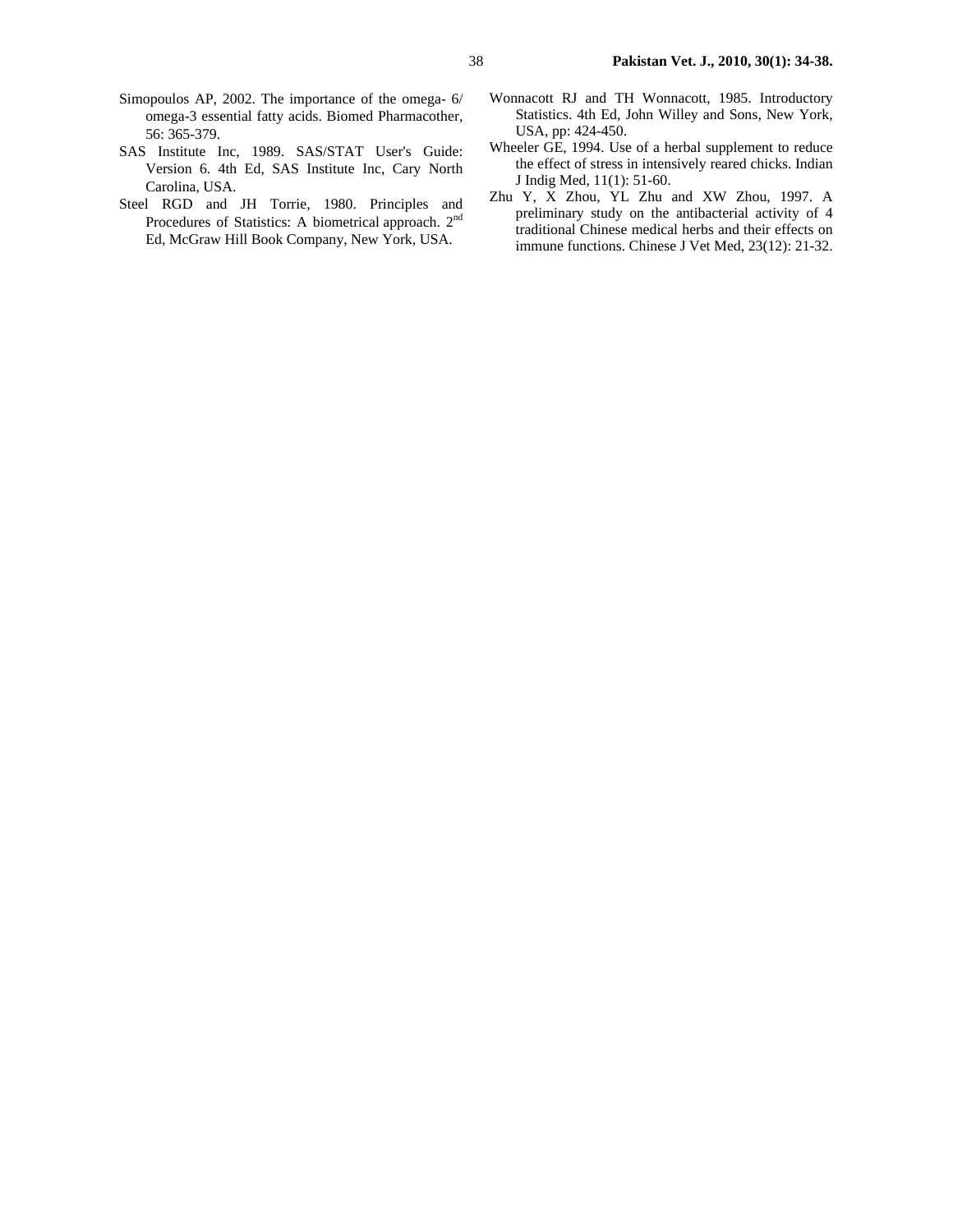Simopoulos AP, 2002. The importance of the omega- 6/ omega-3 essential fatty acids. Biomed Pharmacother, 56: 365-379.

SAS Institute Inc, 1989. SAS/STAT User's Guide: Version 6. 4th Ed, SAS Institute Inc, Cary North Carolina, USA.

Steel RGD and JH Torrie, 1980. Principles and Procedures of Statistics: A biometrical approach. 2nd Ed, McGraw Hill Book Company, New York, USA.

Wonnacott RJ and TH Wonnacott, 1985. Introductory Statistics. 4th Ed, John Willey and Sons, New York, USA, pp: 424-450.

Wheeler GE, 1994. Use of a herbal supplement to reduce the effect of stress in intensively reared chicks. Indian J Indig Med, 11(1): 51-60.

Zhu Y, X Zhou, YL Zhu and XW Zhou, 1997. A preliminary study on the antibacterial activity of 4 traditional Chinese medical herbs and their effects on immune functions. Chinese J Vet Med, 23(12): 21-32.